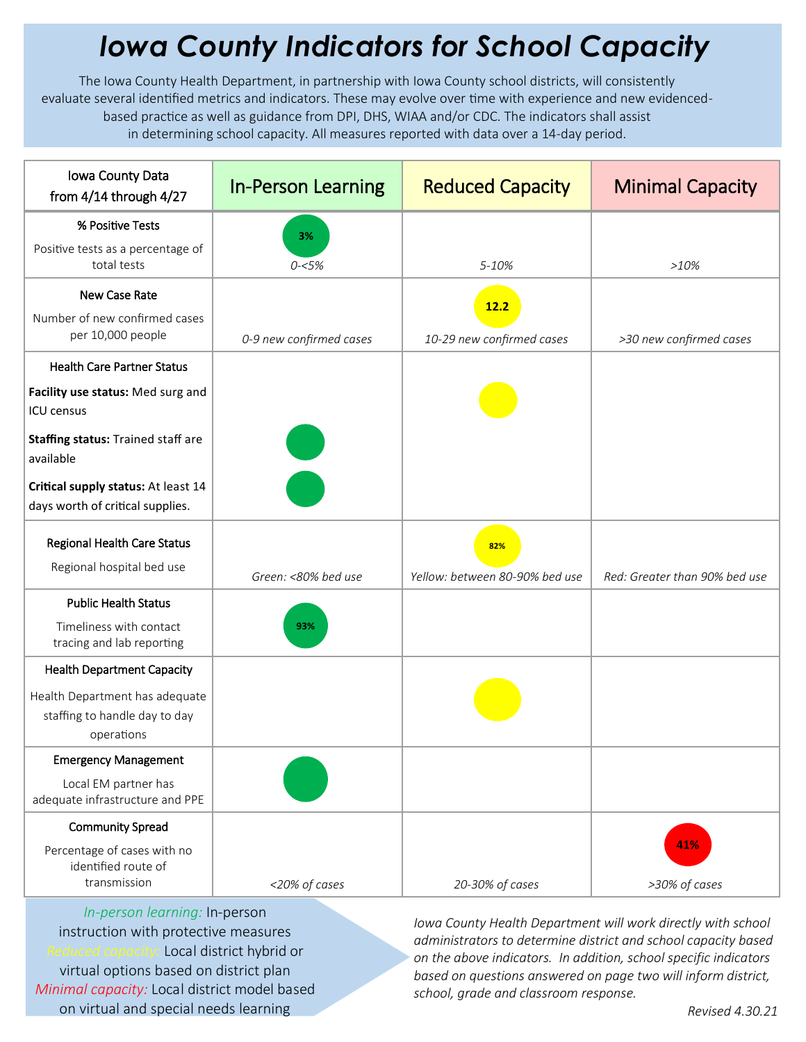# *Iowa County Indicators for School Capacity*

The Iowa County Health Department, in partnership with Iowa County school districts, will consistently evaluate several identified metrics and indicators. These may evolve over time with experience and new evidenced-based practice as well as guidance from DPI, DHS, WIAA and/or CDC. The indicators shall assist in determining school capacity. All measures reported with data over a 14-day period.

| Iowa County Data from 4/14 through 4/27 | In-Person Learning | Reduced Capacity | Minimal Capacity |
|---|---|---|---|
| **% Positive Tests** Positive tests as a percentage of total tests | 3% *0-<5%* | *5-10%* | *>10%* |
| **New Case Rate** Number of new confirmed cases per 10,000 people | *0-9 new confirmed cases* | 12.2 *10-29 new confirmed cases* | *>30 new confirmed cases* |
| **Health Care Partner Status** **Facility use status:** Med surg and ICU census | | ● | |
| **Staffing status:** Trained staff are available | ● | | |
| **Critical supply status:** At least 14 days worth of critical supplies. | ● | | |
| **Regional Health Care Status** Regional hospital bed use | *Green: <80% bed use* | 82% *Yellow: between 80-90% bed use* | *Red: Greater than 90% bed use* |
| **Public Health Status** Timeliness with contact tracing and lab reporting | 93% | | |
| **Health Department Capacity** Health Department has adequate staffing to handle day to day operations | | ● | |
| **Emergency Management** Local EM partner has adequate infrastructure and PPE | ● | | |
| **Community Spread** Percentage of cases with no identified route of transmission | *<20% of cases* | *20-30% of cases* | 41% *>30% of cases* |

*In-person learning:* In-person instruction with protective measures
*Reduced capacity:* Local district hybrid or virtual options based on district plan
*Minimal capacity:* Local district model based on virtual and special needs learning

*Iowa County Health Department will work directly with school administrators to determine district and school capacity based on the above indicators. In addition, school specific indicators based on questions answered on page two will inform district, school, grade and classroom response.*

*Revised 4.30.21*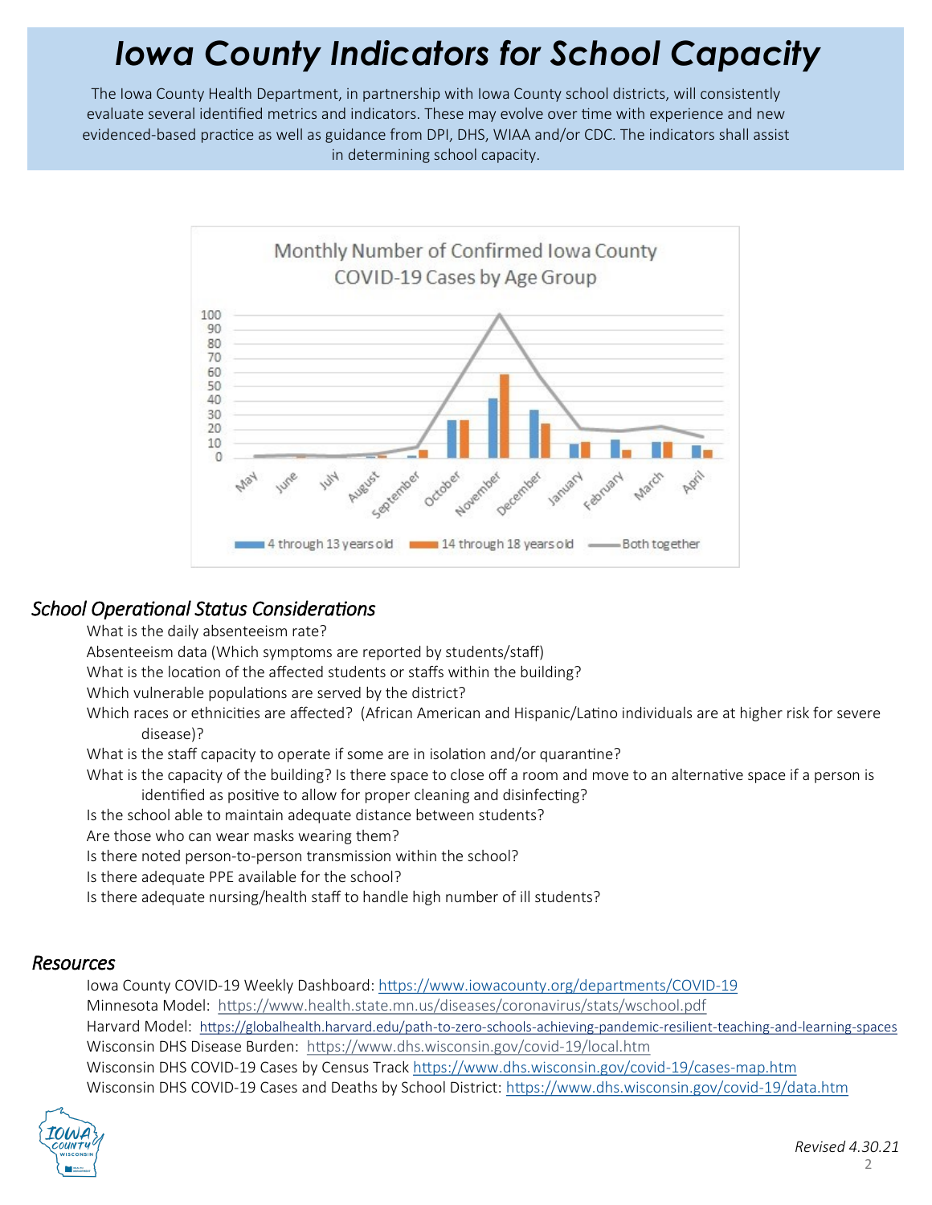# Iowa County Indicators for School Capacity

The Iowa County Health Department, in partnership with Iowa County school districts, will consistently evaluate several identified metrics and indicators. These may evolve over time with experience and new evidenced-based practice as well as guidance from DPI, DHS, WIAA and/or CDC. The indicators shall assist in determining school capacity.

Monthly Number of Confirmed Iowa County COVID-19 Cases by Age Group

100
90
80
70
60
50
40
30
20
10
0

May
June
July
August
September
October
November
December
January
February
March
April

4 through 13 years old
14 through 18 years old
Both together

## *School Operational Status Considerations*

What is the daily absenteeism rate?
Absenteeism data (Which symptoms are reported by students/staff)
What is the location of the affected students or staffs within the building?
Which vulnerable populations are served by the district?
Which races or ethnicities are affected? (African American and Hispanic/Latino individuals are at higher risk for severe disease)?
What is the staff capacity to operate if some are in isolation and/or quarantine?
What is the capacity of the building? Is there space to close off a room and move to an alternative space if a person is identified as positive to allow for proper cleaning and disinfecting?
Is the school able to maintain adequate distance between students?
Are those who can wear masks wearing them?
Is there noted person-to-person transmission within the school?
Is there adequate PPE available for the school?
Is there adequate nursing/health staff to handle high number of ill students?

## *Resources*

Iowa County COVID-19 Weekly Dashboard: https://www.iowacounty.org/departments/COVID-19
Minnesota Model: https://www.health.state.mn.us/diseases/coronavirus/stats/wschool.pdf
Harvard Model: https://globalhealth.harvard.edu/path-to-zero-schools-achieving-pandemic-resilient-teaching-and-learning-spaces
Wisconsin DHS Disease Burden: https://www.dhs.wisconsin.gov/covid-19/local.htm
Wisconsin DHS COVID-19 Cases by Census Track https://www.dhs.wisconsin.gov/covid-19/cases-map.htm
Wisconsin DHS COVID-19 Cases and Deaths by School District: https://www.dhs.wisconsin.gov/covid-19/data.htm

*Revised 4.30.21*